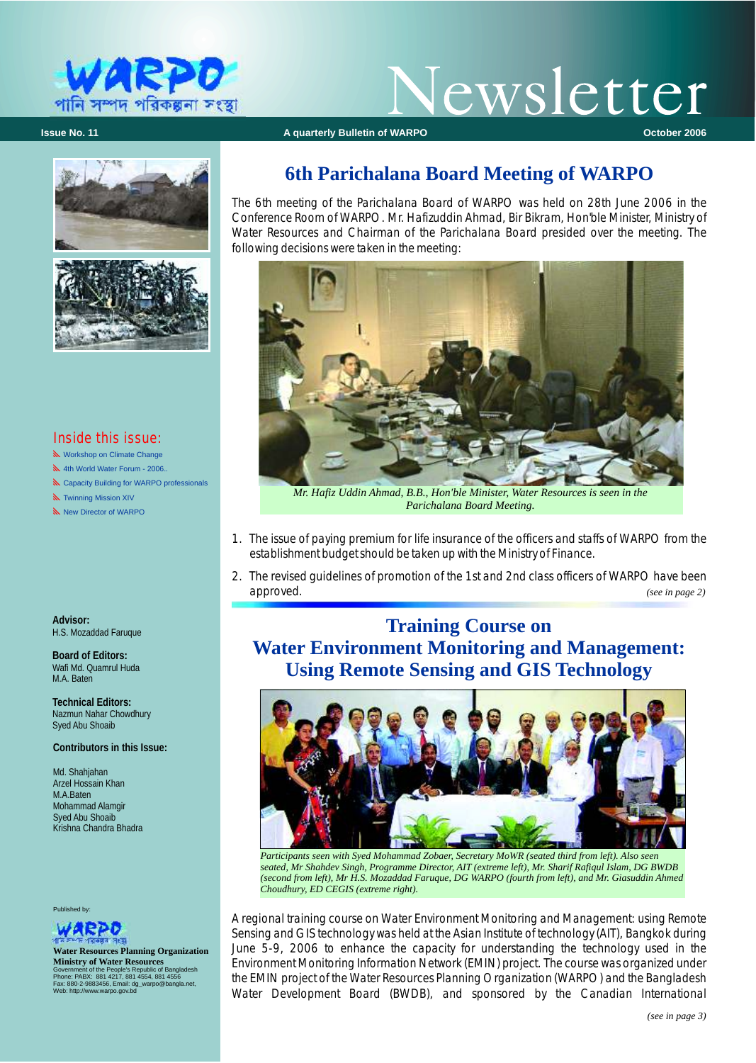# WARPO Newsletter

পানি সম্পদ পরিকল্পনা সংস্থা

Issue No. 11 — A quarterly Bulletin of WARPO — October 2006

## 6th Parichalana Board Meeting of WARPO

The 6th meeting of the Parichalana Board of WARPO was held on 28th June 2006 in the Conference Room of WARPO. Mr. Hafizuddin Ahmad, Bir Bikram, Hon'ble Minister, Ministry of Water Resources and Chairman of the Parichalana Board presided over the meeting. The following decisions were taken in the meeting:

*Mr. Hafiz Uddin Ahmad, B.B., Hon'ble Minister, Water Resources is seen in the Parichalana Board Meeting.*

1. The issue of paying premium for life insurance of the officers and staffs of WARPO from the establishment budget should be taken up with the Ministry of Finance.
2. The revised guidelines of promotion of the 1st and 2nd class officers of WARPO have been approved.

*(see in page 2)*

## Training Course on Water Environment Monitoring and Management: Using Remote Sensing and GIS Technology

*Participants seen with Syed Mohammad Zobaer, Secretary MoWR (seated third from left). Also seen seated, Mr Shahdev Singh, Programme Director, AIT (extreme left), Mr. Sharif Rafiqul Islam, DG BWDB (second from left), Mr H.S. Mozaddad Faruque, DG WARPO (fourth from left), and Mr. Giasuddin Ahmed Choudhury, ED CEGIS (extreme right).*

A regional training course on Water Environment Monitoring and Management: using Remote Sensing and GIS technology was held at the Asian Institute of technology (AIT), Bangkok during June 5-9, 2006 to enhance the capacity for understanding the technology used in the Environment Monitoring Information Network (EMIN) project. The course was organized under the EMIN project of the Water Resources Planning Organization (WARPO) and the Bangladesh Water Development Board (BWDB), and sponsored by the Canadian International

*(see in page 3)*

---

### Inside this issue:

- Workshop on Climate Change
- 4th World Water Forum - 2006..
- Capacity Building for WARPO professionals
- Twinning Mission XIV
- New Director of WARPO

**Advisor:**
H.S. Mozaddad Faruque

**Board of Editors:**
Wafi Md. Quamrul Huda
M.A. Baten

**Technical Editors:**
Nazmun Nahar Chowdhury
Syed Abu Shoaib

**Contributors in this Issue:**

Md. Shahjahan
Arzel Hossain Khan
M.A.Baten
Mohammad Alamgir
Syed Abu Shoaib
Krishna Chandra Bhadra

Published by:

WARPO — পানি সম্পদ পরিকল্পনা সংস্থা

**Water Resources Planning Organization**
**Ministry of Water Resources**
Government of the People's Republic of Bangladesh
Phone: PABX: 881 4217, 881 4554, 881 4556
Fax: 880-2-9883456, Email: dg_warpo@bangla.net,
Web: http://www.warpo.gov.bd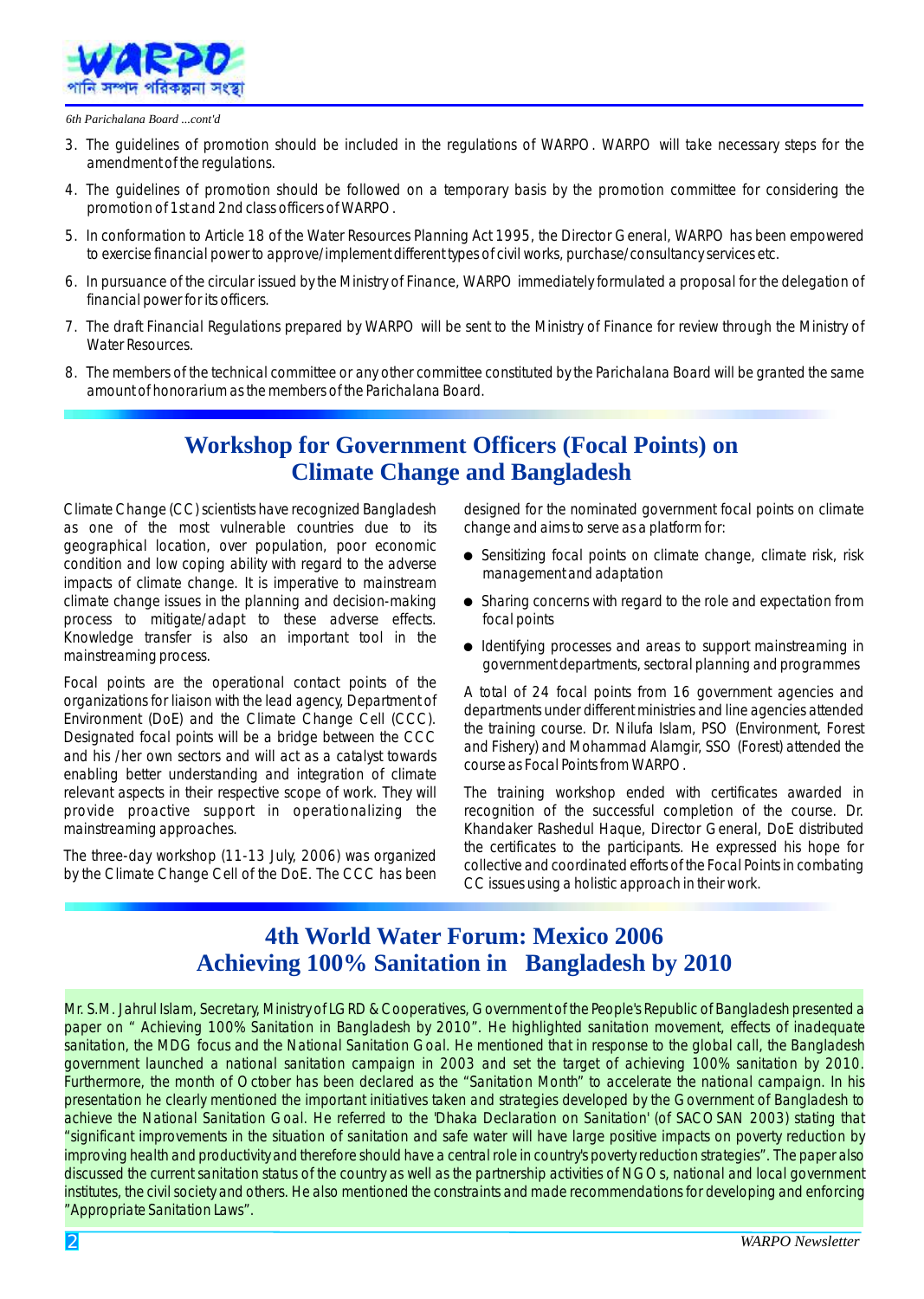*6th Parichalana Board ...cont'd*

3. The guidelines of promotion should be included in the regulations of WARPO. WARPO will take necessary steps for the amendment of the regulations.
4. The guidelines of promotion should be followed on a temporary basis by the promotion committee for considering the promotion of 1st and 2nd class officers of WARPO.
5. In conformation to Article 18 of the Water Resources Planning Act 1995, the Director General, WARPO has been empowered to exercise financial power to approve/implement different types of civil works, purchase/consultancy services etc.
6. In pursuance of the circular issued by the Ministry of Finance, WARPO immediately formulated a proposal for the delegation of financial power for its officers.
7. The draft Financial Regulations prepared by WARPO will be sent to the Ministry of Finance for review through the Ministry of Water Resources.
8. The members of the technical committee or any other committee constituted by the Parichalana Board will be granted the same amount of honorarium as the members of the Parichalana Board.

## Workshop for Government Officers (Focal Points) on Climate Change and Bangladesh

Climate Change (CC) scientists have recognized Bangladesh as one of the most vulnerable countries due to its geographical location, over population, poor economic condition and low coping ability with regard to the adverse impacts of climate change. It is imperative to mainstream climate change issues in the planning and decision-making process to mitigate/adapt to these adverse effects. Knowledge transfer is also an important tool in the mainstreaming process.

Focal points are the operational contact points of the organizations for liaison with the lead agency, Department of Environment (DoE) and the Climate Change Cell (CCC). Designated focal points will be a bridge between the CCC and his /her own sectors and will act as a catalyst towards enabling better understanding and integration of climate relevant aspects in their respective scope of work. They will provide proactive support in operationalizing the mainstreaming approaches.

The three-day workshop (11-13 July, 2006) was organized by the Climate Change Cell of the DoE. The CCC has been designed for the nominated government focal points on climate change and aims to serve as a platform for:

- Sensitizing focal points on climate change, climate risk, risk management and adaptation
- Sharing concerns with regard to the role and expectation from focal points
- Identifying processes and areas to support mainstreaming in government departments, sectoral planning and programmes

A total of 24 focal points from 16 government agencies and departments under different ministries and line agencies attended the training course. Dr. Nilufa Islam, PSO (Environment, Forest and Fishery) and Mohammad Alamgir, SSO (Forest) attended the course as Focal Points from WARPO.

The training workshop ended with certificates awarded in recognition of the successful completion of the course. Dr. Khandaker Rashedul Haque, Director General, DoE distributed the certificates to the participants. He expressed his hope for collective and coordinated efforts of the Focal Points in combating CC issues using a holistic approach in their work.

## 4th World Water Forum: Mexico 2006
## Achieving 100% Sanitation in Bangladesh by 2010

Mr. S.M. Jahrul Islam, Secretary, Ministry of LGRD & Cooperatives, Government of the People's Republic of Bangladesh presented a paper on " Achieving 100% Sanitation in Bangladesh by 2010". He highlighted sanitation movement, effects of inadequate sanitation, the MDG focus and the National Sanitation Goal. He mentioned that in response to the global call, the Bangladesh government launched a national sanitation campaign in 2003 and set the target of achieving 100% sanitation by 2010. Furthermore, the month of October has been declared as the "Sanitation Month" to accelerate the national campaign. In his presentation he clearly mentioned the important initiatives taken and strategies developed by the Government of Bangladesh to achieve the National Sanitation Goal. He referred to the 'Dhaka Declaration on Sanitation' (of SACOSAN 2003) stating that "significant improvements in the situation of sanitation and safe water will have large positive impacts on poverty reduction by improving health and productivity and therefore should have a central role in country's poverty reduction strategies". The paper also discussed the current sanitation status of the country as well as the partnership activities of NGOs, national and local government institutes, the civil society and others. He also mentioned the constraints and made recommendations for developing and enforcing "Appropriate Sanitation Laws".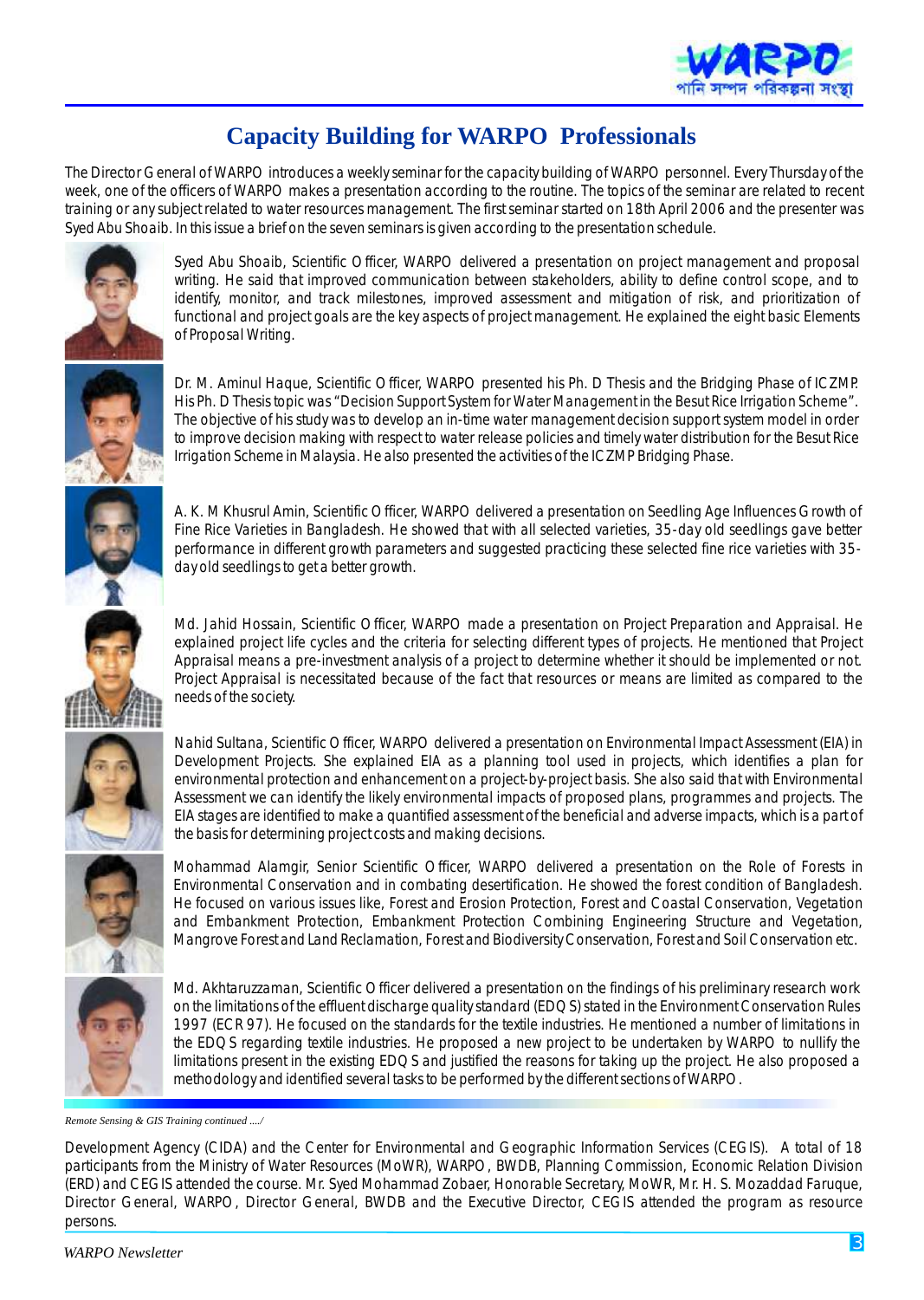# Capacity Building for WARPO Professionals

The Director General of WARPO introduces a weekly seminar for the capacity building of WARPO personnel. Every Thursday of the week, one of the officers of WARPO makes a presentation according to the routine. The topics of the seminar are related to recent training or any subject related to water resources management. The first seminar started on 18th April 2006 and the presenter was Syed Abu Shoaib. In this issue a brief on the seven seminars is given according to the presentation schedule.

Syed Abu Shoaib, Scientific Officer, WARPO delivered a presentation on project management and proposal writing. He said that improved communication between stakeholders, ability to define control scope, and to identify, monitor, and track milestones, improved assessment and mitigation of risk, and prioritization of functional and project goals are the key aspects of project management. He explained the eight basic Elements of Proposal Writing.

Dr. M. Aminul Haque, Scientific Officer, WARPO presented his Ph. D Thesis and the Bridging Phase of ICZMP. His Ph. D Thesis topic was "Decision Support System for Water Management in the Besut Rice Irrigation Scheme". The objective of his study was to develop an in-time water management decision support system model in order to improve decision making with respect to water release policies and timely water distribution for the Besut Rice Irrigation Scheme in Malaysia. He also presented the activities of the ICZMP Bridging Phase.

A. K. M Khusrul Amin, Scientific Officer, WARPO delivered a presentation on Seedling Age Influences Growth of Fine Rice Varieties in Bangladesh. He showed that with all selected varieties, 35-day old seedlings gave better performance in different growth parameters and suggested practicing these selected fine rice varieties with 35-day old seedlings to get a better growth.

Md. Jahid Hossain, Scientific Officer, WARPO made a presentation on Project Preparation and Appraisal. He explained project life cycles and the criteria for selecting different types of projects. He mentioned that Project Appraisal means a pre-investment analysis of a project to determine whether it should be implemented or not. Project Appraisal is necessitated because of the fact that resources or means are limited as compared to the needs of the society.

Nahid Sultana, Scientific Officer, WARPO delivered a presentation on Environmental Impact Assessment (EIA) in Development Projects. She explained EIA as a planning tool used in projects, which identifies a plan for environmental protection and enhancement on a project-by-project basis. She also said that with Environmental Assessment we can identify the likely environmental impacts of proposed plans, programmes and projects. The EIA stages are identified to make a quantified assessment of the beneficial and adverse impacts, which is a part of the basis for determining project costs and making decisions.

Mohammad Alamgir, Senior Scientific Officer, WARPO delivered a presentation on the Role of Forests in Environmental Conservation and in combating desertification. He showed the forest condition of Bangladesh. He focused on various issues like, Forest and Erosion Protection, Forest and Coastal Conservation, Vegetation and Embankment Protection, Embankment Protection Combining Engineering Structure and Vegetation, Mangrove Forest and Land Reclamation, Forest and Biodiversity Conservation, Forest and Soil Conservation etc.

Md. Akhtaruzzaman, Scientific Officer delivered a presentation on the findings of his preliminary research work on the limitations of the effluent discharge quality standard (EDQS) stated in the Environment Conservation Rules 1997 (ECR 97). He focused on the standards for the textile industries. He mentioned a number of limitations in the EDQS regarding textile industries. He proposed a new project to be undertaken by WARPO to nullify the limitations present in the existing EDQS and justified the reasons for taking up the project. He also proposed a methodology and identified several tasks to be performed by the different sections of WARPO.

*Remote Sensing & GIS Training continued ..../*

Development Agency (CIDA) and the Center for Environmental and Geographic Information Services (CEGIS). A total of 18 participants from the Ministry of Water Resources (MoWR), WARPO, BWDB, Planning Commission, Economic Relation Division (ERD) and CEGIS attended the course. Mr. Syed Mohammad Zobaer, Honorable Secretary, MoWR, Mr. H. S. Mozaddad Faruque, Director General, WARPO, Director General, BWDB and the Executive Director, CEGIS attended the program as resource persons.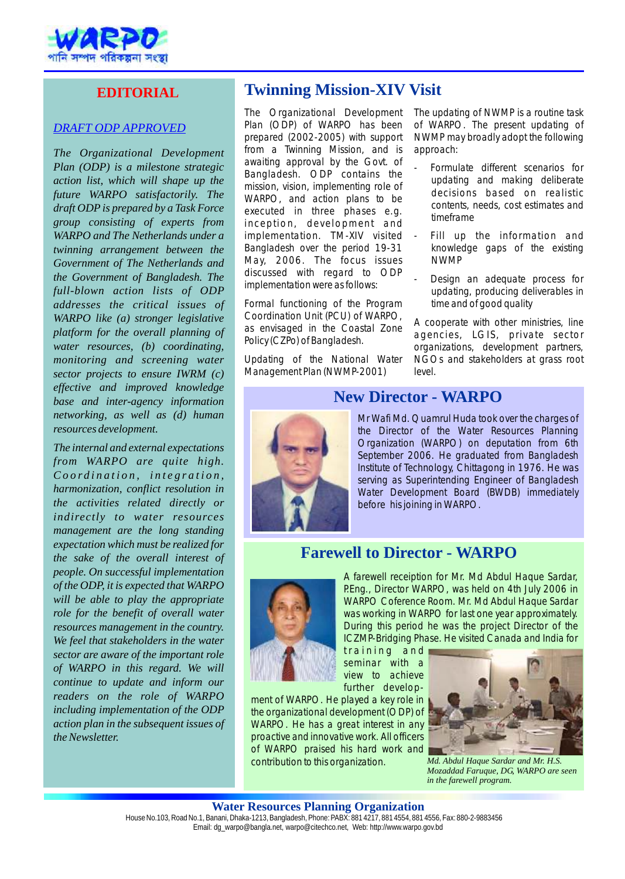WARPO
পানি সম্পদ পরিকল্পনা সংস্থা

## EDITORIAL

*DRAFT ODP APPROVED*

*The Organizational Development Plan (ODP) is a milestone strategic action list, which will shape up the future WARPO satisfactorily. The draft ODP is prepared by a Task Force group consisting of experts from WARPO and The Netherlands under a twinning arrangement between the Government of The Netherlands and the Government of Bangladesh. The full-blown action lists of ODP addresses the critical issues of WARPO like (a) stronger legislative platform for the overall planning of water resources, (b) coordinating, monitoring and screening water sector projects to ensure IWRM (c) effective and improved knowledge base and inter-agency information networking, as well as (d) human resources development.*

*The internal and external expectations from WARPO are quite high. Coordination, integration, harmonization, conflict resolution in the activities related directly or indirectly to water resources management are the long standing expectation which must be realized for the sake of the overall interest of people. On successful implementation of the ODP, it is expected that WARPO will be able to play the appropriate role for the benefit of overall water resources management in the country. We feel that stakeholders in the water sector are aware of the important role of WARPO in this regard. We will continue to update and inform our readers on the role of WARPO including implementation of the ODP action plan in the subsequent issues of the Newsletter.*

## Twinning Mission-XIV Visit

The Organizational Development Plan (ODP) of WARPO has been prepared (2002-2005) with support from a Twinning Mission, and is awaiting approval by the Govt. of Bangladesh. ODP contains the mission, vision, implementing role of WARPO, and action plans to be executed in three phases e.g. inception, development and implementation. TM-XIV visited Bangladesh over the period 19-31 May, 2006. The focus issues discussed with regard to ODP implementation were as follows:

Formal functioning of the Program Coordination Unit (PCU) of WARPO, as envisaged in the Coastal Zone Policy (CZPo) of Bangladesh.

Updating of the National Water Management Plan (NWMP-2001)

The updating of NWMP is a routine task of WARPO. The present updating of NWMP may broadly adopt the following approach:

- Formulate different scenarios for updating and making deliberate decisions based on realistic contents, needs, cost estimates and timeframe
- Fill up the information and knowledge gaps of the existing NWMP
- Design an adequate process for updating, producing deliverables in time and of good quality

A cooperate with other ministries, line agencies, LGIS, private sector organizations, development partners, NGOs and stakeholders at grass root level.

## New Director - WARPO

Mr Wafi Md. Quamrul Huda took over the charges of the Director of the Water Resources Planning Organization (WARPO) on deputation from 6th September 2006. He graduated from Bangladesh Institute of Technology, Chittagong in 1976. He was serving as Superintending Engineer of Bangladesh Water Development Board (BWDB) immediately before his joining in WARPO.

## Farewell to Director - WARPO

A farewell receiption for Mr. Md Abdul Haque Sardar, P.Eng., Director WARPO, was held on 4th July 2006 in WARPO Coference Room. Mr. Md Abdul Haque Sardar was working in WARPO for last one year approximately. During this period he was the project Director of the ICZMP-Bridging Phase. He visited Canada and India for training and seminar with a view to achieve further development of WARPO. He played a key role in the organizational development (ODP) of WARPO. He has a great interest in any proactive and innovative work. All officers of WARPO praised his hard work and contribution to this organization.

*Md. Abdul Haque Sardar and Mr. H.S. Mozaddad Faruque, DG, WARPO are seen in the farewell program.*

**Water Resources Planning Organization**
House No.103, Road No.1, Banani, Dhaka-1213, Bangladesh, Phone: PABX: 881 4217, 881 4554, 881 4556, Fax: 880-2-9883456
Email: dg_warpo@bangla.net, warpo@citechco.net, Web: http://www.warpo.gov.bd